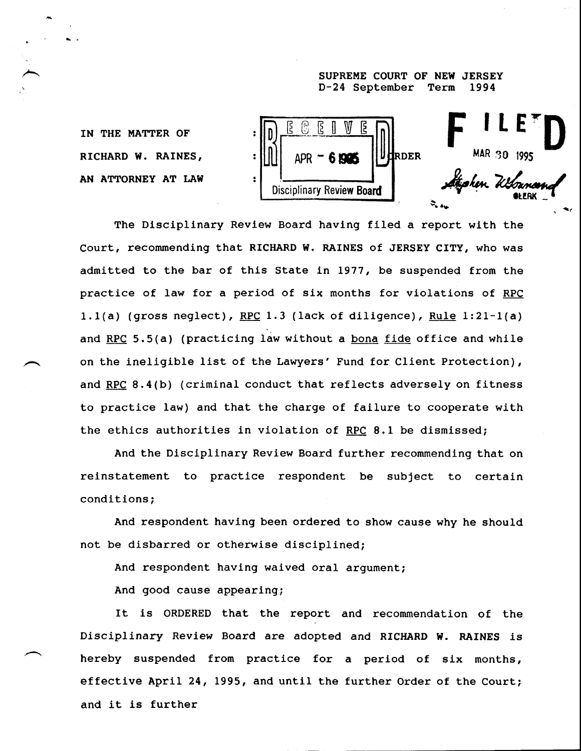SUPREME COURT OF NEW JERSEY
D-24 September Term 1994

IN THE MATTER OF :
RICHARD W. RAINES, : ORDER
AN ATTORNEY AT LAW :

RECEIVED
APR - 6 1995
Disciplinary Review Board

FILED
MAR 30 1995
Stephen W. Townsend
CLERK

The Disciplinary Review Board having filed a report with the Court, recommending that RICHARD W. RAINES of JERSEY CITY, who was admitted to the bar of this State in 1977, be suspended from the practice of law for a period of six months for violations of RPC 1.1(a) (gross neglect), RPC 1.3 (lack of diligence), Rule 1:21-1(a) and RPC 5.5(a) (practicing law without a bona fide office and while on the ineligible list of the Lawyers' Fund for Client Protection), and RPC 8.4(b) (criminal conduct that reflects adversely on fitness to practice law) and that the charge of failure to cooperate with the ethics authorities in violation of RPC 8.1 be dismissed;

And the Disciplinary Review Board further recommending that on reinstatement to practice respondent be subject to certain conditions;

And respondent having been ordered to show cause why he should not be disbarred or otherwise disciplined;

And respondent having waived oral argument;

And good cause appearing;

It is ORDERED that the report and recommendation of the Disciplinary Review Board are adopted and RICHARD W. RAINES is hereby suspended from practice for a period of six months, effective April 24, 1995, and until the further Order of the Court; and it is further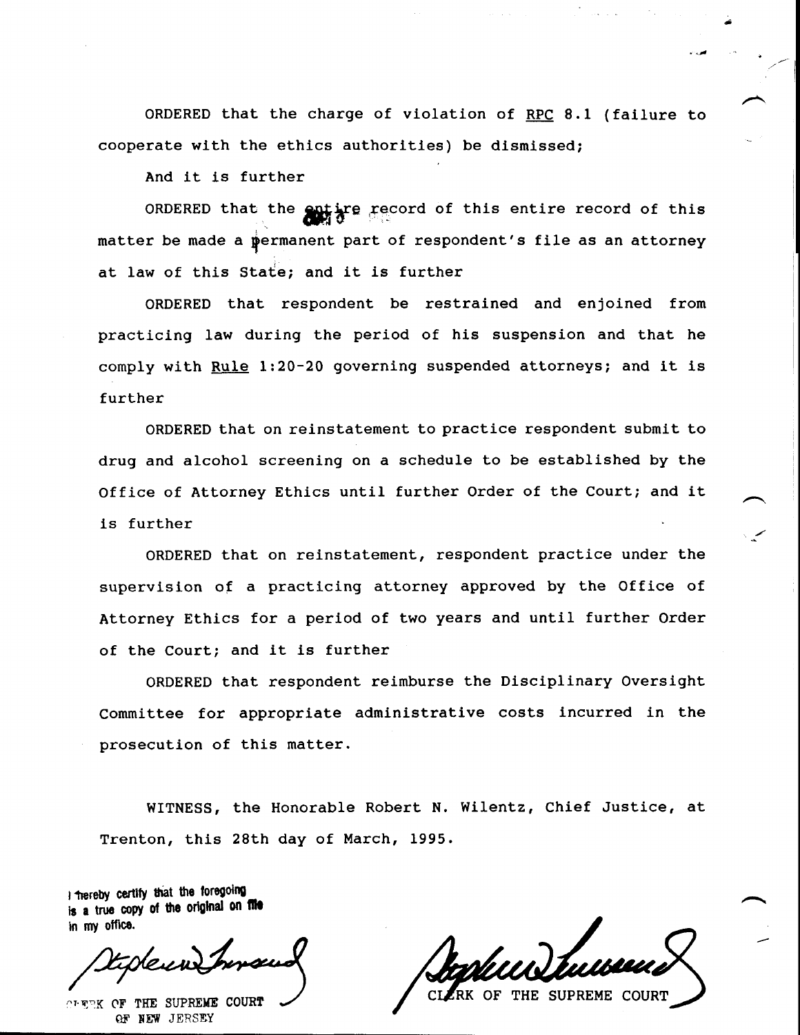ORDERED that the charge of violation of RPC 8.1 (failure to cooperate with the ethics authorities) be dismissed;

And it is further

ORDERED that the entire record of this entire record of this matter be made a permanent part of respondent's file as an attorney at law of this State; and it is further

ORDERED that respondent be restrained and enjoined from practicing law during the period of his suspension and that he comply with Rule 1:20-20 governing suspended attorneys; and it is further

ORDERED that on reinstatement to practice respondent submit to drug and alcohol screening on a schedule to be established by the Office of Attorney Ethics until further Order of the Court; and it is further

ORDERED that on reinstatement, respondent practice under the supervision of a practicing attorney approved by the Office of Attorney Ethics for a period of two years and until further Order of the Court; and it is further

ORDERED that respondent reimburse the Disciplinary Oversight Committee for appropriate administrative costs incurred in the prosecution of this matter.

WITNESS, the Honorable Robert N. Wilentz, Chief Justice, at Trenton, this 28th day of March, 1995.

I hereby certify that the foregoing is a true copy of the original on file in my office.

CLERK OF THE SUPREME COURT OF NEW JERSEY

CLERK OF THE SUPREME COURT